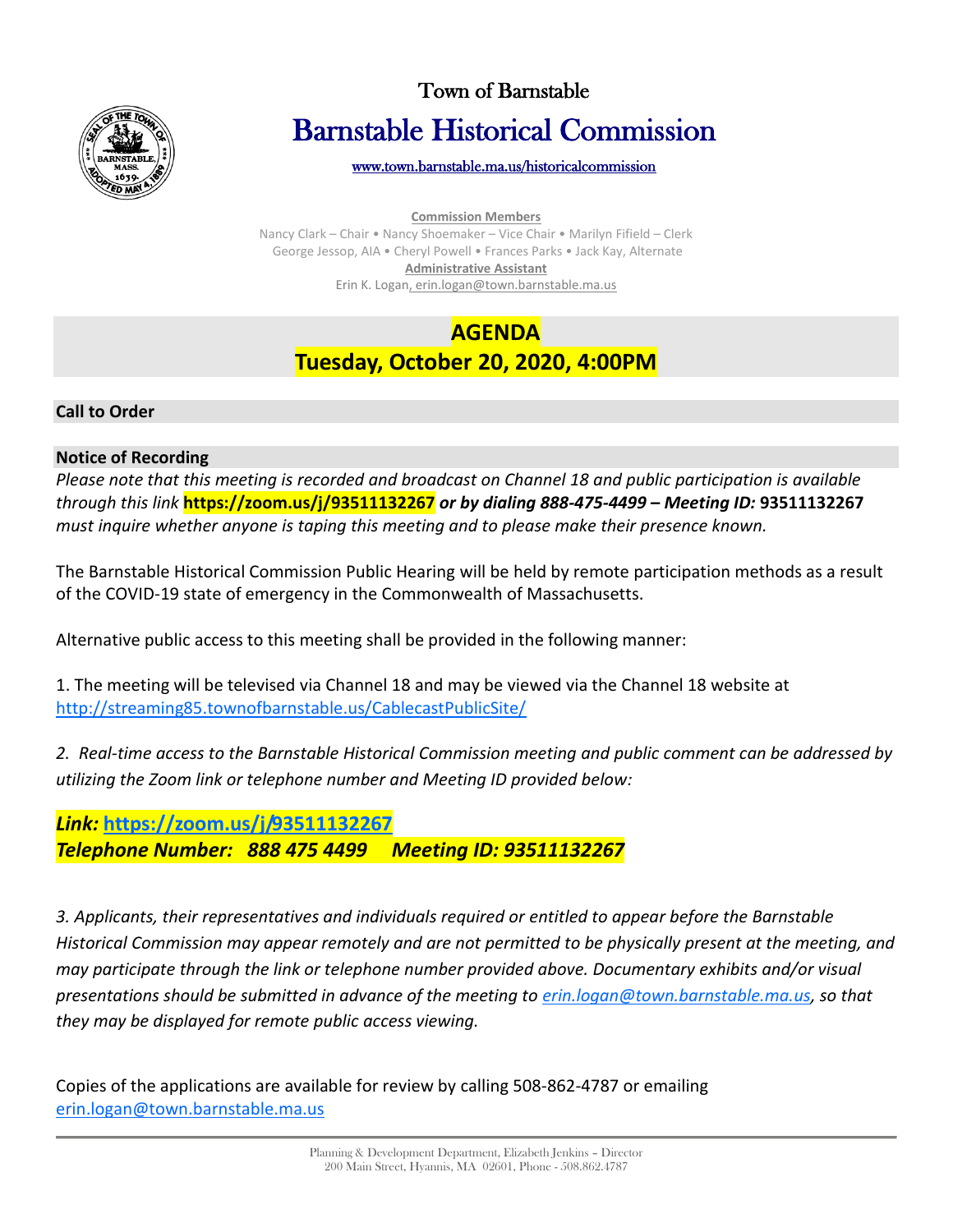# Town of Barnstable

# Barnstable Historical Commission

www.town.barnstable.ma.us/historicalcommission

**Commission Members**

Nancy Clark – Chair • Nancy Shoemaker – Vice Chair • Marilyn Fifield – Clerk
George Jessop, AIA • Cheryl Powell • Frances Parks • Jack Kay, Alternate

**Administrative Assistant**

Erin K. Logan, erin.logan@town.barnstable.ma.us

## AGENDA
## Tuesday, October 20, 2020, 4:00PM

### Call to Order

### Notice of Recording

*Please note that this meeting is recorded and broadcast on Channel 18 and public participation is available through this link* **https://zoom.us/j/93511132267** ***or by dialing 888-475-4499 – Meeting ID:*** **93511132267** *must inquire whether anyone is taping this meeting and to please make their presence known.*

The Barnstable Historical Commission Public Hearing will be held by remote participation methods as a result of the COVID-19 state of emergency in the Commonwealth of Massachusetts.

Alternative public access to this meeting shall be provided in the following manner:

1. The meeting will be televised via Channel 18 and may be viewed via the Channel 18 website at http://streaming85.townofbarnstable.us/CablecastPublicSite/

*2. Real-time access to the Barnstable Historical Commission meeting and public comment can be addressed by utilizing the Zoom link or telephone number and Meeting ID provided below:*

***Link:* https://zoom.us/j/93511132267**
***Telephone Number: 888 475 4499 Meeting ID: 93511132267***

*3. Applicants, their representatives and individuals required or entitled to appear before the Barnstable Historical Commission may appear remotely and are not permitted to be physically present at the meeting, and may participate through the link or telephone number provided above. Documentary exhibits and/or visual presentations should be submitted in advance of the meeting to erin.logan@town.barnstable.ma.us, so that they may be displayed for remote public access viewing.*

Copies of the applications are available for review by calling 508-862-4787 or emailing erin.logan@town.barnstable.ma.us

Planning & Development Department, Elizabeth Jenkins – Director
200 Main Street, Hyannis, MA 02601, Phone - 508.862.4787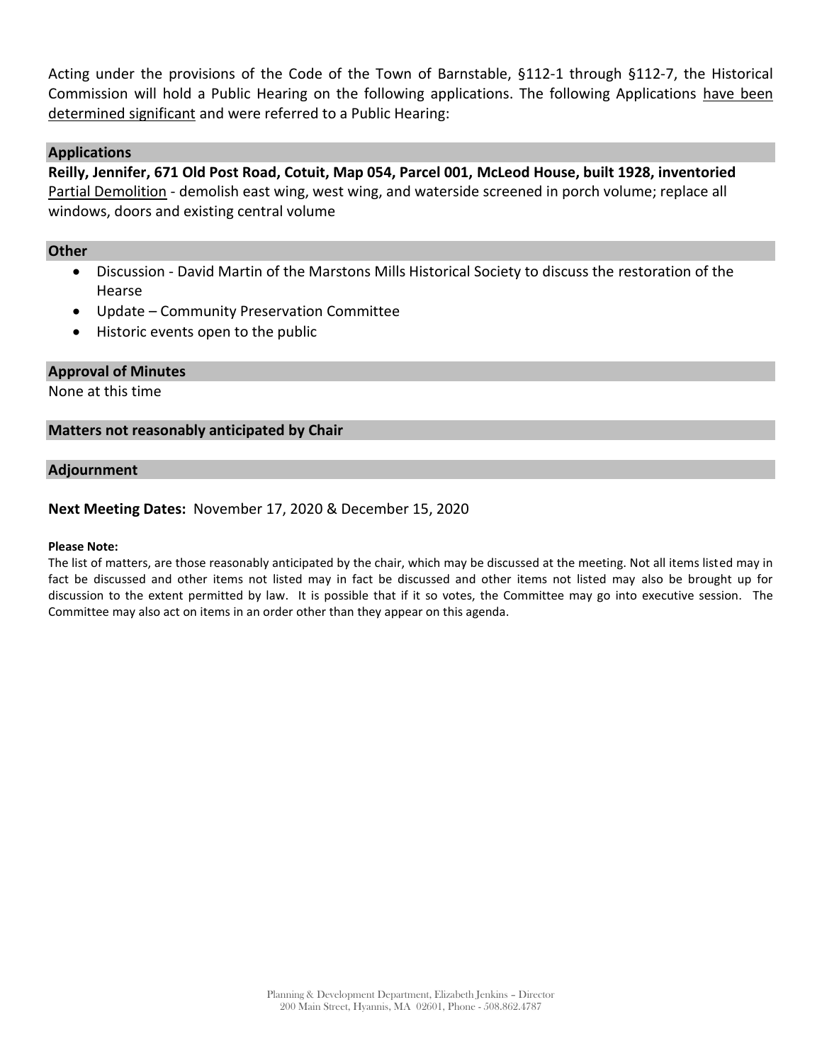Acting under the provisions of the Code of the Town of Barnstable, §112-1 through §112-7, the Historical Commission will hold a Public Hearing on the following applications. The following Applications <u>have been determined significant</u> and were referred to a Public Hearing:

## Applications

**Reilly, Jennifer, 671 Old Post Road, Cotuit, Map 054, Parcel 001, McLeod House, built 1928, inventoried**
<u>Partial Demolition</u> - demolish east wing, west wing, and waterside screened in porch volume; replace all windows, doors and existing central volume

## Other

- Discussion - David Martin of the Marstons Mills Historical Society to discuss the restoration of the Hearse
- Update – Community Preservation Committee
- Historic events open to the public

## Approval of Minutes

None at this time

## Matters not reasonably anticipated by Chair

## Adjournment

**Next Meeting Dates:** November 17, 2020 & December 15, 2020

**Please Note:**
The list of matters, are those reasonably anticipated by the chair, which may be discussed at the meeting. Not all items listed may in fact be discussed and other items not listed may in fact be discussed and other items not listed may also be brought up for discussion to the extent permitted by law. It is possible that if it so votes, the Committee may go into executive session. The Committee may also act on items in an order other than they appear on this agenda.

Planning & Development Department, Elizabeth Jenkins – Director
200 Main Street, Hyannis, MA 02601, Phone - 508.862.4787